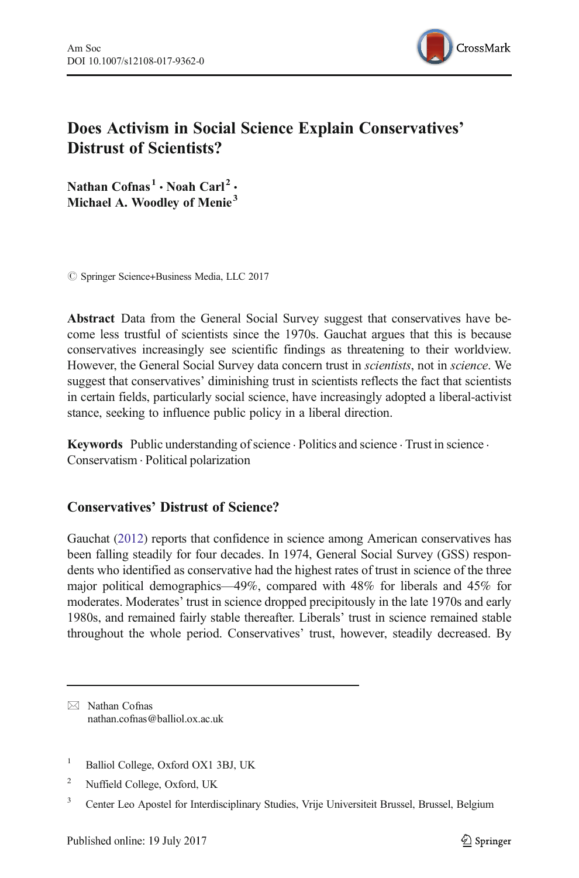# Does Activism in Social Science Explain Conservatives' Distrust of Scientists?

**Nathan Cofnas**[1] · **Noah Carl**[2] · **Michael A. Woodley of Menie**[3]

© Springer Science+Business Media, LLC 2017

**Abstract** Data from the General Social Survey suggest that conservatives have become less trustful of scientists since the 1970s. Gauchat argues that this is because conservatives increasingly see scientific findings as threatening to their worldview. However, the General Social Survey data concern trust in *scientists*, not in *science*. We suggest that conservatives' diminishing trust in scientists reflects the fact that scientists in certain fields, particularly social science, have increasingly adopted a liberal-activist stance, seeking to influence public policy in a liberal direction.

**Keywords** Public understanding of science · Politics and science · Trust in science · Conservatism · Political polarization

## Conservatives' Distrust of Science?

Gauchat (2012) reports that confidence in science among American conservatives has been falling steadily for four decades. In 1974, General Social Survey (GSS) respondents who identified as conservative had the highest rates of trust in science of the three major political demographics—49%, compared with 48% for liberals and 45% for moderates. Moderates' trust in science dropped precipitously in the late 1970s and early 1980s, and remained fairly stable thereafter. Liberals' trust in science remained stable throughout the whole period. Conservatives' trust, however, steadily decreased. By

---

✉ Nathan Cofnas
nathan.cofnas@balliol.ox.ac.uk

[1] Balliol College, Oxford OX1 3BJ, UK

[2] Nuffield College, Oxford, UK

[3] Center Leo Apostel for Interdisciplinary Studies, Vrije Universiteit Brussel, Brussel, Belgium

Published online: 19 July 2017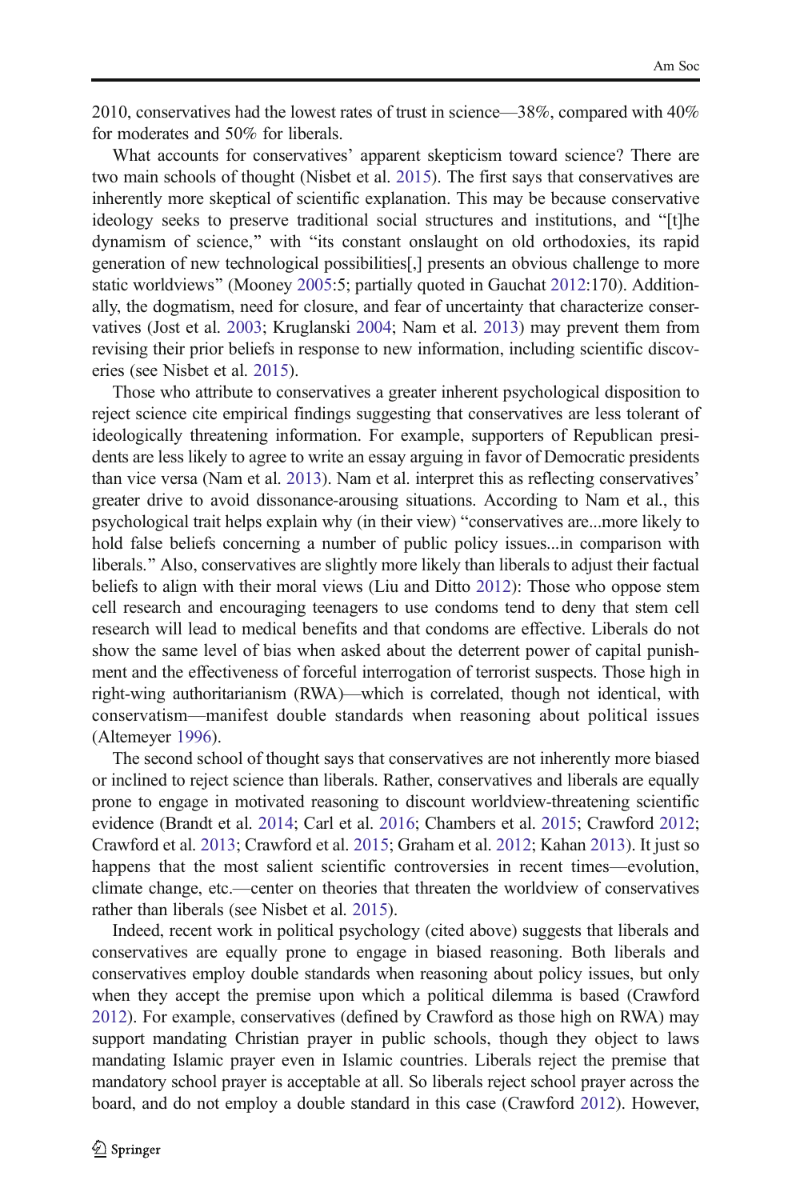2010, conservatives had the lowest rates of trust in science—38%, compared with 40% for moderates and 50% for liberals.

What accounts for conservatives' apparent skepticism toward science? There are two main schools of thought (Nisbet et al. 2015). The first says that conservatives are inherently more skeptical of scientific explanation. This may be because conservative ideology seeks to preserve traditional social structures and institutions, and "[t]he dynamism of science," with "its constant onslaught on old orthodoxies, its rapid generation of new technological possibilities[,] presents an obvious challenge to more static worldviews" (Mooney 2005:5; partially quoted in Gauchat 2012:170). Additionally, the dogmatism, need for closure, and fear of uncertainty that characterize conservatives (Jost et al. 2003; Kruglanski 2004; Nam et al. 2013) may prevent them from revising their prior beliefs in response to new information, including scientific discoveries (see Nisbet et al. 2015).

Those who attribute to conservatives a greater inherent psychological disposition to reject science cite empirical findings suggesting that conservatives are less tolerant of ideologically threatening information. For example, supporters of Republican presidents are less likely to agree to write an essay arguing in favor of Democratic presidents than vice versa (Nam et al. 2013). Nam et al. interpret this as reflecting conservatives' greater drive to avoid dissonance-arousing situations. According to Nam et al., this psychological trait helps explain why (in their view) "conservatives are...more likely to hold false beliefs concerning a number of public policy issues...in comparison with liberals." Also, conservatives are slightly more likely than liberals to adjust their factual beliefs to align with their moral views (Liu and Ditto 2012): Those who oppose stem cell research and encouraging teenagers to use condoms tend to deny that stem cell research will lead to medical benefits and that condoms are effective. Liberals do not show the same level of bias when asked about the deterrent power of capital punishment and the effectiveness of forceful interrogation of terrorist suspects. Those high in right-wing authoritarianism (RWA)—which is correlated, though not identical, with conservatism—manifest double standards when reasoning about political issues (Altemeyer 1996).

The second school of thought says that conservatives are not inherently more biased or inclined to reject science than liberals. Rather, conservatives and liberals are equally prone to engage in motivated reasoning to discount worldview-threatening scientific evidence (Brandt et al. 2014; Carl et al. 2016; Chambers et al. 2015; Crawford 2012; Crawford et al. 2013; Crawford et al. 2015; Graham et al. 2012; Kahan 2013). It just so happens that the most salient scientific controversies in recent times—evolution, climate change, etc.—center on theories that threaten the worldview of conservatives rather than liberals (see Nisbet et al. 2015).

Indeed, recent work in political psychology (cited above) suggests that liberals and conservatives are equally prone to engage in biased reasoning. Both liberals and conservatives employ double standards when reasoning about policy issues, but only when they accept the premise upon which a political dilemma is based (Crawford 2012). For example, conservatives (defined by Crawford as those high on RWA) may support mandating Christian prayer in public schools, though they object to laws mandating Islamic prayer even in Islamic countries. Liberals reject the premise that mandatory school prayer is acceptable at all. So liberals reject school prayer across the board, and do not employ a double standard in this case (Crawford 2012). However,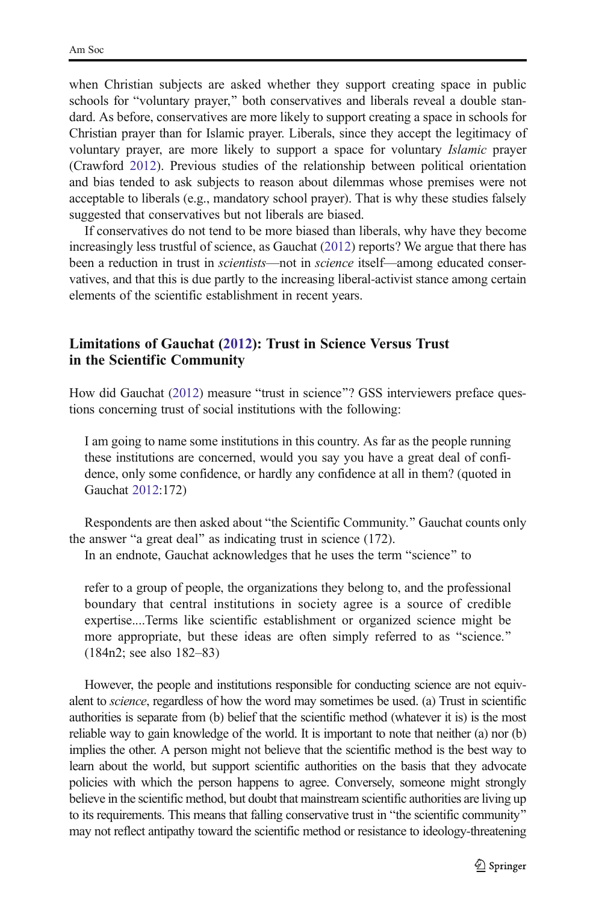when Christian subjects are asked whether they support creating space in public schools for "voluntary prayer," both conservatives and liberals reveal a double standard. As before, conservatives are more likely to support creating a space in schools for Christian prayer than for Islamic prayer. Liberals, since they accept the legitimacy of voluntary prayer, are more likely to support a space for voluntary *Islamic* prayer (Crawford 2012). Previous studies of the relationship between political orientation and bias tended to ask subjects to reason about dilemmas whose premises were not acceptable to liberals (e.g., mandatory school prayer). That is why these studies falsely suggested that conservatives but not liberals are biased.

If conservatives do not tend to be more biased than liberals, why have they become increasingly less trustful of science, as Gauchat (2012) reports? We argue that there has been a reduction in trust in *scientists*—not in *science* itself—among educated conservatives, and that this is due partly to the increasing liberal-activist stance among certain elements of the scientific establishment in recent years.

## Limitations of Gauchat (2012): Trust in Science Versus Trust in the Scientific Community

How did Gauchat (2012) measure "trust in science"? GSS interviewers preface questions concerning trust of social institutions with the following:

> I am going to name some institutions in this country. As far as the people running these institutions are concerned, would you say you have a great deal of confidence, only some confidence, or hardly any confidence at all in them? (quoted in Gauchat 2012:172)

Respondents are then asked about "the Scientific Community." Gauchat counts only the answer "a great deal" as indicating trust in science (172).

In an endnote, Gauchat acknowledges that he uses the term "science" to

> refer to a group of people, the organizations they belong to, and the professional boundary that central institutions in society agree is a source of credible expertise....Terms like scientific establishment or organized science might be more appropriate, but these ideas are often simply referred to as "science." (184n2; see also 182–83)

However, the people and institutions responsible for conducting science are not equivalent to *science*, regardless of how the word may sometimes be used. (a) Trust in scientific authorities is separate from (b) belief that the scientific method (whatever it is) is the most reliable way to gain knowledge of the world. It is important to note that neither (a) nor (b) implies the other. A person might not believe that the scientific method is the best way to learn about the world, but support scientific authorities on the basis that they advocate policies with which the person happens to agree. Conversely, someone might strongly believe in the scientific method, but doubt that mainstream scientific authorities are living up to its requirements. This means that falling conservative trust in "the scientific community" may not reflect antipathy toward the scientific method or resistance to ideology-threatening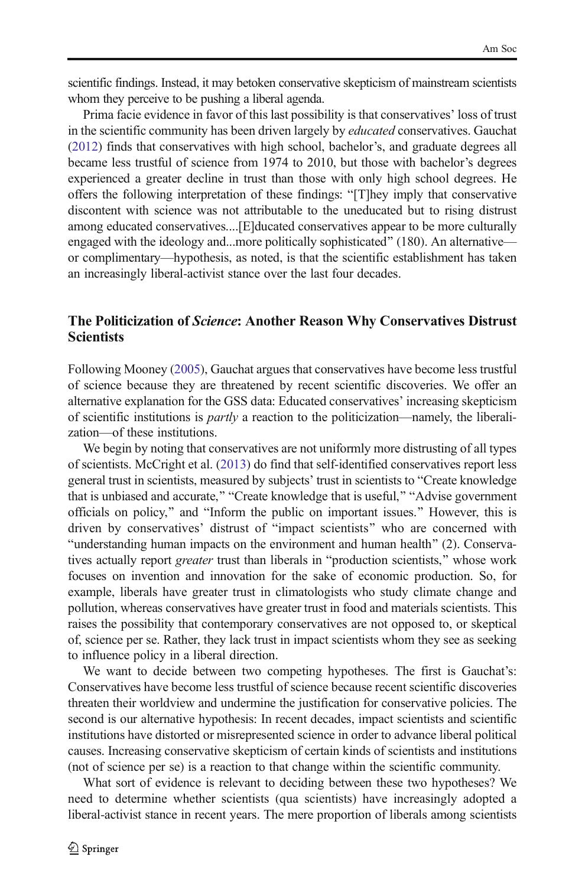scientific findings. Instead, it may betoken conservative skepticism of mainstream scientists whom they perceive to be pushing a liberal agenda.

Prima facie evidence in favor of this last possibility is that conservatives' loss of trust in the scientific community has been driven largely by *educated* conservatives. Gauchat (2012) finds that conservatives with high school, bachelor's, and graduate degrees all became less trustful of science from 1974 to 2010, but those with bachelor's degrees experienced a greater decline in trust than those with only high school degrees. He offers the following interpretation of these findings: "[T]hey imply that conservative discontent with science was not attributable to the uneducated but to rising distrust among educated conservatives....[E]ducated conservatives appear to be more culturally engaged with the ideology and...more politically sophisticated" (180). An alternative—or complimentary—hypothesis, as noted, is that the scientific establishment has taken an increasingly liberal-activist stance over the last four decades.

## The Politicization of *Science*: Another Reason Why Conservatives Distrust Scientists

Following Mooney (2005), Gauchat argues that conservatives have become less trustful of science because they are threatened by recent scientific discoveries. We offer an alternative explanation for the GSS data: Educated conservatives' increasing skepticism of scientific institutions is *partly* a reaction to the politicization—namely, the liberalization—of these institutions.

We begin by noting that conservatives are not uniformly more distrusting of all types of scientists. McCright et al. (2013) do find that self-identified conservatives report less general trust in scientists, measured by subjects' trust in scientists to "Create knowledge that is unbiased and accurate," "Create knowledge that is useful," "Advise government officials on policy," and "Inform the public on important issues." However, this is driven by conservatives' distrust of "impact scientists" who are concerned with "understanding human impacts on the environment and human health" (2). Conservatives actually report *greater* trust than liberals in "production scientists," whose work focuses on invention and innovation for the sake of economic production. So, for example, liberals have greater trust in climatologists who study climate change and pollution, whereas conservatives have greater trust in food and materials scientists. This raises the possibility that contemporary conservatives are not opposed to, or skeptical of, science per se. Rather, they lack trust in impact scientists whom they see as seeking to influence policy in a liberal direction.

We want to decide between two competing hypotheses. The first is Gauchat's: Conservatives have become less trustful of science because recent scientific discoveries threaten their worldview and undermine the justification for conservative policies. The second is our alternative hypothesis: In recent decades, impact scientists and scientific institutions have distorted or misrepresented science in order to advance liberal political causes. Increasing conservative skepticism of certain kinds of scientists and institutions (not of science per se) is a reaction to that change within the scientific community.

What sort of evidence is relevant to deciding between these two hypotheses? We need to determine whether scientists (qua scientists) have increasingly adopted a liberal-activist stance in recent years. The mere proportion of liberals among scientists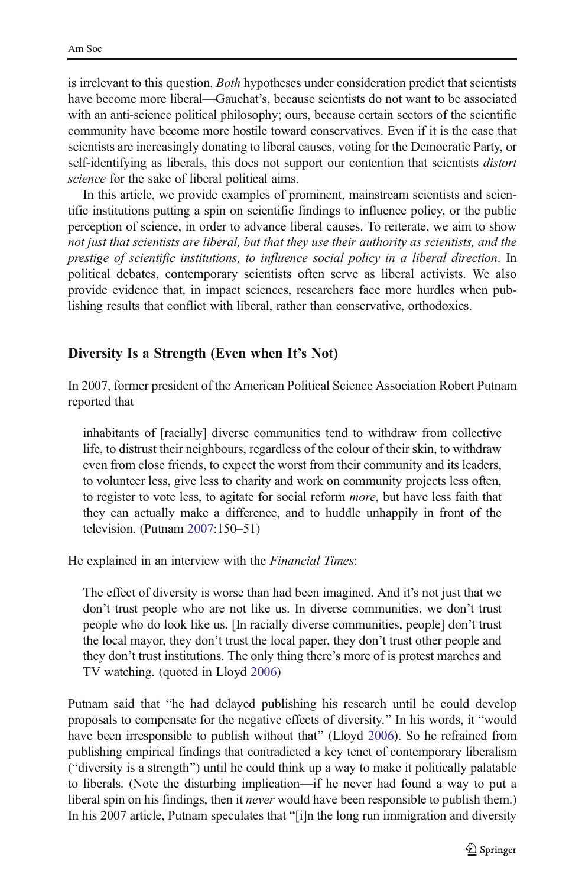is irrelevant to this question. *Both* hypotheses under consideration predict that scientists have become more liberal—Gauchat's, because scientists do not want to be associated with an anti-science political philosophy; ours, because certain sectors of the scientific community have become more hostile toward conservatives. Even if it is the case that scientists are increasingly donating to liberal causes, voting for the Democratic Party, or self-identifying as liberals, this does not support our contention that scientists *distort science* for the sake of liberal political aims.

In this article, we provide examples of prominent, mainstream scientists and scientific institutions putting a spin on scientific findings to influence policy, or the public perception of science, in order to advance liberal causes. To reiterate, we aim to show *not just that scientists are liberal, but that they use their authority as scientists, and the prestige of scientific institutions, to influence social policy in a liberal direction*. In political debates, contemporary scientists often serve as liberal activists. We also provide evidence that, in impact sciences, researchers face more hurdles when publishing results that conflict with liberal, rather than conservative, orthodoxies.

## Diversity Is a Strength (Even when It's Not)

In 2007, former president of the American Political Science Association Robert Putnam reported that

> inhabitants of [racially] diverse communities tend to withdraw from collective life, to distrust their neighbours, regardless of the colour of their skin, to withdraw even from close friends, to expect the worst from their community and its leaders, to volunteer less, give less to charity and work on community projects less often, to register to vote less, to agitate for social reform *more*, but have less faith that they can actually make a difference, and to huddle unhappily in front of the television. (Putnam 2007:150–51)

He explained in an interview with the *Financial Times*:

> The effect of diversity is worse than had been imagined. And it's not just that we don't trust people who are not like us. In diverse communities, we don't trust people who do look like us. [In racially diverse communities, people] don't trust the local mayor, they don't trust the local paper, they don't trust other people and they don't trust institutions. The only thing there's more of is protest marches and TV watching. (quoted in Lloyd 2006)

Putnam said that "he had delayed publishing his research until he could develop proposals to compensate for the negative effects of diversity." In his words, it "would have been irresponsible to publish without that" (Lloyd 2006). So he refrained from publishing empirical findings that contradicted a key tenet of contemporary liberalism ("diversity is a strength") until he could think up a way to make it politically palatable to liberals. (Note the disturbing implication—if he never had found a way to put a liberal spin on his findings, then it *never* would have been responsible to publish them.) In his 2007 article, Putnam speculates that "[i]n the long run immigration and diversity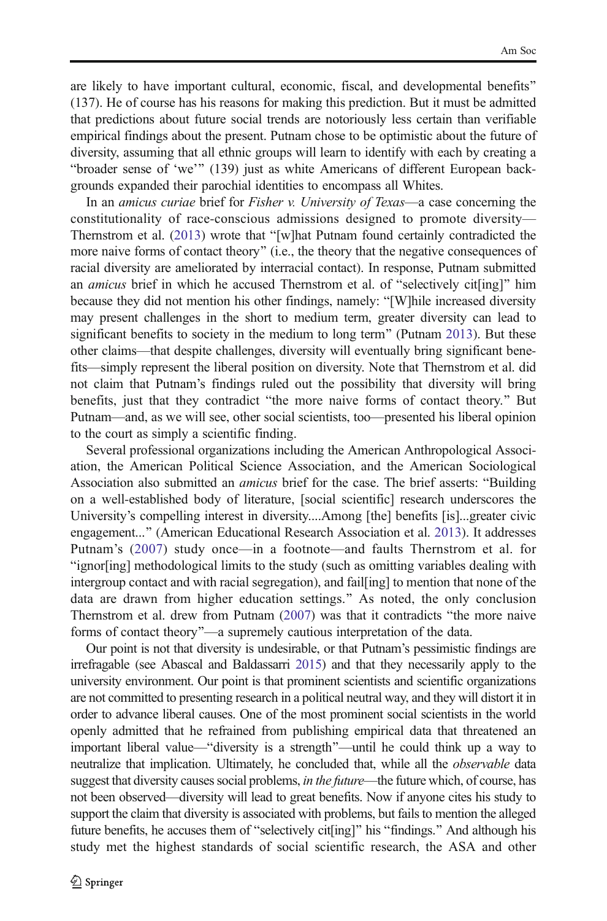are likely to have important cultural, economic, fiscal, and developmental benefits" (137). He of course has his reasons for making this prediction. But it must be admitted that predictions about future social trends are notoriously less certain than verifiable empirical findings about the present. Putnam chose to be optimistic about the future of diversity, assuming that all ethnic groups will learn to identify with each by creating a "broader sense of 'we'" (139) just as white Americans of different European backgrounds expanded their parochial identities to encompass all Whites.

In an *amicus curiae* brief for *Fisher v. University of Texas*—a case concerning the constitutionality of race-conscious admissions designed to promote diversity—Thernstrom et al. (2013) wrote that "[w]hat Putnam found certainly contradicted the more naive forms of contact theory" (i.e., the theory that the negative consequences of racial diversity are ameliorated by interracial contact). In response, Putnam submitted an *amicus* brief in which he accused Thernstrom et al. of "selectively cit[ing]" him because they did not mention his other findings, namely: "[W]hile increased diversity may present challenges in the short to medium term, greater diversity can lead to significant benefits to society in the medium to long term" (Putnam 2013). But these other claims—that despite challenges, diversity will eventually bring significant benefits—simply represent the liberal position on diversity. Note that Thernstrom et al. did not claim that Putnam's findings ruled out the possibility that diversity will bring benefits, just that they contradict "the more naive forms of contact theory." But Putnam—and, as we will see, other social scientists, too—presented his liberal opinion to the court as simply a scientific finding.

Several professional organizations including the American Anthropological Association, the American Political Science Association, and the American Sociological Association also submitted an *amicus* brief for the case. The brief asserts: "Building on a well-established body of literature, [social scientific] research underscores the University's compelling interest in diversity....Among [the] benefits [is]...greater civic engagement..." (American Educational Research Association et al. 2013). It addresses Putnam's (2007) study once—in a footnote—and faults Thernstrom et al. for "ignor[ing] methodological limits to the study (such as omitting variables dealing with intergroup contact and with racial segregation), and fail[ing] to mention that none of the data are drawn from higher education settings." As noted, the only conclusion Thernstrom et al. drew from Putnam (2007) was that it contradicts "the more naive forms of contact theory"—a supremely cautious interpretation of the data.

Our point is not that diversity is undesirable, or that Putnam's pessimistic findings are irrefragable (see Abascal and Baldassarri 2015) and that they necessarily apply to the university environment. Our point is that prominent scientists and scientific organizations are not committed to presenting research in a political neutral way, and they will distort it in order to advance liberal causes. One of the most prominent social scientists in the world openly admitted that he refrained from publishing empirical data that threatened an important liberal value—"diversity is a strength"—until he could think up a way to neutralize that implication. Ultimately, he concluded that, while all the *observable* data suggest that diversity causes social problems, *in the future*—the future which, of course, has not been observed—diversity will lead to great benefits. Now if anyone cites his study to support the claim that diversity is associated with problems, but fails to mention the alleged future benefits, he accuses them of "selectively cit[ing]" his "findings." And although his study met the highest standards of social scientific research, the ASA and other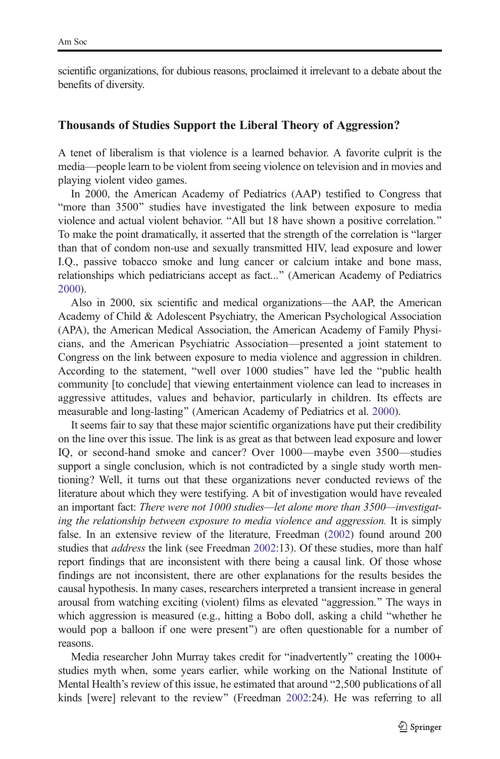scientific organizations, for dubious reasons, proclaimed it irrelevant to a debate about the benefits of diversity.

## Thousands of Studies Support the Liberal Theory of Aggression?

A tenet of liberalism is that violence is a learned behavior. A favorite culprit is the media—people learn to be violent from seeing violence on television and in movies and playing violent video games.

In 2000, the American Academy of Pediatrics (AAP) testified to Congress that "more than 3500" studies have investigated the link between exposure to media violence and actual violent behavior. "All but 18 have shown a positive correlation." To make the point dramatically, it asserted that the strength of the correlation is "larger than that of condom non-use and sexually transmitted HIV, lead exposure and lower I.Q., passive tobacco smoke and lung cancer or calcium intake and bone mass, relationships which pediatricians accept as fact..." (American Academy of Pediatrics 2000).

Also in 2000, six scientific and medical organizations—the AAP, the American Academy of Child & Adolescent Psychiatry, the American Psychological Association (APA), the American Medical Association, the American Academy of Family Physicians, and the American Psychiatric Association—presented a joint statement to Congress on the link between exposure to media violence and aggression in children. According to the statement, "well over 1000 studies" have led the "public health community [to conclude] that viewing entertainment violence can lead to increases in aggressive attitudes, values and behavior, particularly in children. Its effects are measurable and long-lasting" (American Academy of Pediatrics et al. 2000).

It seems fair to say that these major scientific organizations have put their credibility on the line over this issue. The link is as great as that between lead exposure and lower IQ, or second-hand smoke and cancer? Over 1000—maybe even 3500—studies support a single conclusion, which is not contradicted by a single study worth mentioning? Well, it turns out that these organizations never conducted reviews of the literature about which they were testifying. A bit of investigation would have revealed an important fact: *There were not 1000 studies—let alone more than 3500—investigating the relationship between exposure to media violence and aggression.* It is simply false. In an extensive review of the literature, Freedman (2002) found around 200 studies that *address* the link (see Freedman 2002:13). Of these studies, more than half report findings that are inconsistent with there being a causal link. Of those whose findings are not inconsistent, there are other explanations for the results besides the causal hypothesis. In many cases, researchers interpreted a transient increase in general arousal from watching exciting (violent) films as elevated "aggression." The ways in which aggression is measured (e.g., hitting a Bobo doll, asking a child "whether he would pop a balloon if one were present") are often questionable for a number of reasons.

Media researcher John Murray takes credit for "inadvertently" creating the 1000+ studies myth when, some years earlier, while working on the National Institute of Mental Health's review of this issue, he estimated that around "2,500 publications of all kinds [were] relevant to the review" (Freedman 2002:24). He was referring to all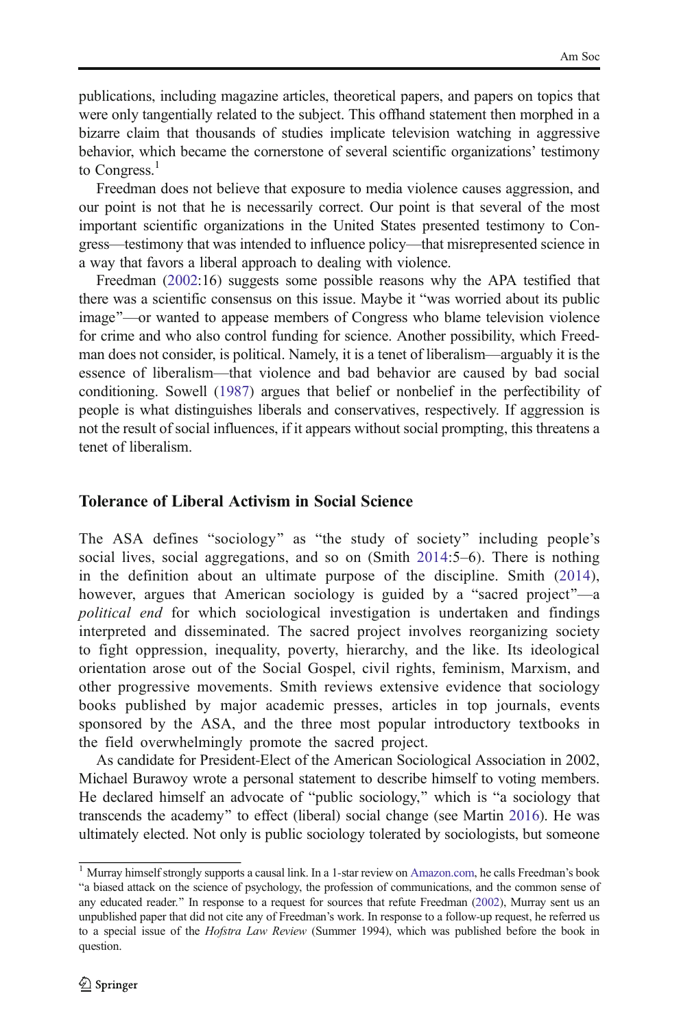publications, including magazine articles, theoretical papers, and papers on topics that were only tangentially related to the subject. This offhand statement then morphed in a bizarre claim that thousands of studies implicate television watching in aggressive behavior, which became the cornerstone of several scientific organizations' testimony to Congress.[1]

Freedman does not believe that exposure to media violence causes aggression, and our point is not that he is necessarily correct. Our point is that several of the most important scientific organizations in the United States presented testimony to Congress—testimony that was intended to influence policy—that misrepresented science in a way that favors a liberal approach to dealing with violence.

Freedman (2002:16) suggests some possible reasons why the APA testified that there was a scientific consensus on this issue. Maybe it "was worried about its public image"—or wanted to appease members of Congress who blame television violence for crime and who also control funding for science. Another possibility, which Freedman does not consider, is political. Namely, it is a tenet of liberalism—arguably it is the essence of liberalism—that violence and bad behavior are caused by bad social conditioning. Sowell (1987) argues that belief or nonbelief in the perfectibility of people is what distinguishes liberals and conservatives, respectively. If aggression is not the result of social influences, if it appears without social prompting, this threatens a tenet of liberalism.

## Tolerance of Liberal Activism in Social Science

The ASA defines "sociology" as "the study of society" including people's social lives, social aggregations, and so on (Smith 2014:5–6). There is nothing in the definition about an ultimate purpose of the discipline. Smith (2014), however, argues that American sociology is guided by a "sacred project"—a *political end* for which sociological investigation is undertaken and findings interpreted and disseminated. The sacred project involves reorganizing society to fight oppression, inequality, poverty, hierarchy, and the like. Its ideological orientation arose out of the Social Gospel, civil rights, feminism, Marxism, and other progressive movements. Smith reviews extensive evidence that sociology books published by major academic presses, articles in top journals, events sponsored by the ASA, and the three most popular introductory textbooks in the field overwhelmingly promote the sacred project.

As candidate for President-Elect of the American Sociological Association in 2002, Michael Burawoy wrote a personal statement to describe himself to voting members. He declared himself an advocate of "public sociology," which is "a sociology that transcends the academy" to effect (liberal) social change (see Martin 2016). He was ultimately elected. Not only is public sociology tolerated by sociologists, but someone

---

[1] Murray himself strongly supports a causal link. In a 1-star review on Amazon.com, he calls Freedman's book "a biased attack on the science of psychology, the profession of communications, and the common sense of any educated reader." In response to a request for sources that refute Freedman (2002), Murray sent us an unpublished paper that did not cite any of Freedman's work. In response to a follow-up request, he referred us to a special issue of the *Hofstra Law Review* (Summer 1994), which was published before the book in question.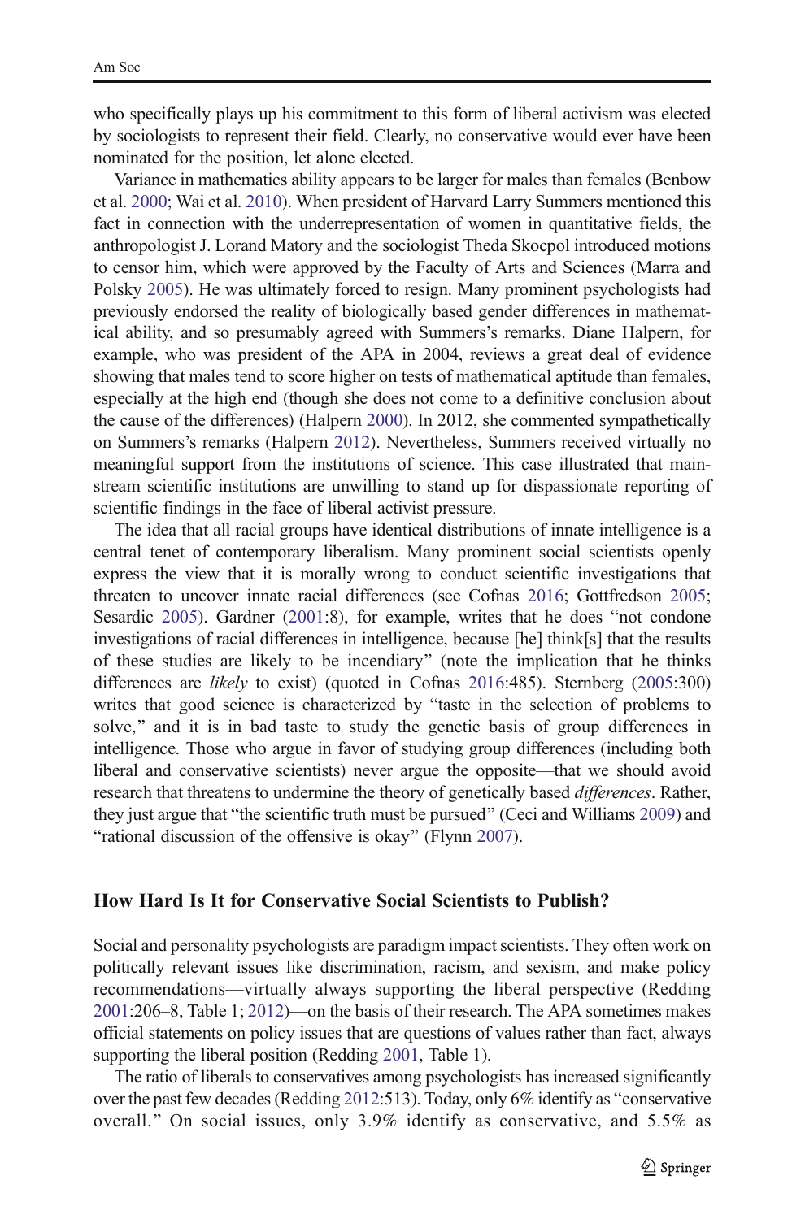who specifically plays up his commitment to this form of liberal activism was elected by sociologists to represent their field. Clearly, no conservative would ever have been nominated for the position, let alone elected.

Variance in mathematics ability appears to be larger for males than females (Benbow et al. 2000; Wai et al. 2010). When president of Harvard Larry Summers mentioned this fact in connection with the underrepresentation of women in quantitative fields, the anthropologist J. Lorand Matory and the sociologist Theda Skocpol introduced motions to censor him, which were approved by the Faculty of Arts and Sciences (Marra and Polsky 2005). He was ultimately forced to resign. Many prominent psychologists had previously endorsed the reality of biologically based gender differences in mathematical ability, and so presumably agreed with Summers's remarks. Diane Halpern, for example, who was president of the APA in 2004, reviews a great deal of evidence showing that males tend to score higher on tests of mathematical aptitude than females, especially at the high end (though she does not come to a definitive conclusion about the cause of the differences) (Halpern 2000). In 2012, she commented sympathetically on Summers's remarks (Halpern 2012). Nevertheless, Summers received virtually no meaningful support from the institutions of science. This case illustrated that mainstream scientific institutions are unwilling to stand up for dispassionate reporting of scientific findings in the face of liberal activist pressure.

The idea that all racial groups have identical distributions of innate intelligence is a central tenet of contemporary liberalism. Many prominent social scientists openly express the view that it is morally wrong to conduct scientific investigations that threaten to uncover innate racial differences (see Cofnas 2016; Gottfredson 2005; Sesardic 2005). Gardner (2001:8), for example, writes that he does "not condone investigations of racial differences in intelligence, because [he] think[s] that the results of these studies are likely to be incendiary" (note the implication that he thinks differences are *likely* to exist) (quoted in Cofnas 2016:485). Sternberg (2005:300) writes that good science is characterized by "taste in the selection of problems to solve," and it is in bad taste to study the genetic basis of group differences in intelligence. Those who argue in favor of studying group differences (including both liberal and conservative scientists) never argue the opposite—that we should avoid research that threatens to undermine the theory of genetically based *differences*. Rather, they just argue that "the scientific truth must be pursued" (Ceci and Williams 2009) and "rational discussion of the offensive is okay" (Flynn 2007).

## How Hard Is It for Conservative Social Scientists to Publish?

Social and personality psychologists are paradigm impact scientists. They often work on politically relevant issues like discrimination, racism, and sexism, and make policy recommendations—virtually always supporting the liberal perspective (Redding 2001:206–8, Table 1; 2012)—on the basis of their research. The APA sometimes makes official statements on policy issues that are questions of values rather than fact, always supporting the liberal position (Redding 2001, Table 1).

The ratio of liberals to conservatives among psychologists has increased significantly over the past few decades (Redding 2012:513). Today, only 6% identify as "conservative overall." On social issues, only 3.9% identify as conservative, and 5.5% as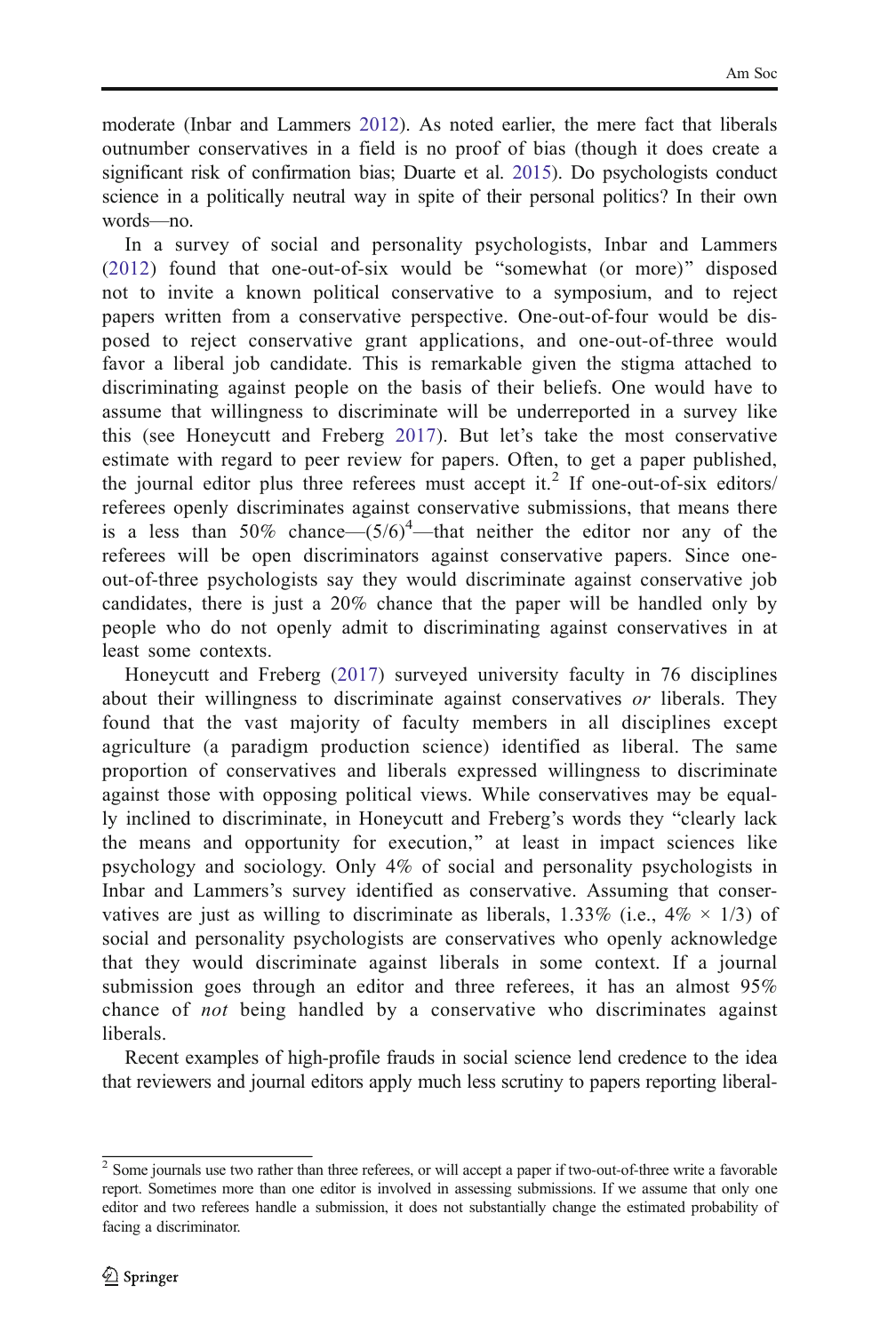moderate (Inbar and Lammers 2012). As noted earlier, the mere fact that liberals outnumber conservatives in a field is no proof of bias (though it does create a significant risk of confirmation bias; Duarte et al. 2015). Do psychologists conduct science in a politically neutral way in spite of their personal politics? In their own words—no.

In a survey of social and personality psychologists, Inbar and Lammers (2012) found that one-out-of-six would be "somewhat (or more)" disposed not to invite a known political conservative to a symposium, and to reject papers written from a conservative perspective. One-out-of-four would be disposed to reject conservative grant applications, and one-out-of-three would favor a liberal job candidate. This is remarkable given the stigma attached to discriminating against people on the basis of their beliefs. One would have to assume that willingness to discriminate will be underreported in a survey like this (see Honeycutt and Freberg 2017). But let's take the most conservative estimate with regard to peer review for papers. Often, to get a paper published, the journal editor plus three referees must accept it.[2] If one-out-of-six editors/referees openly discriminates against conservative submissions, that means there is a less than 50% chance—$(5/6)^4$—that neither the editor nor any of the referees will be open discriminators against conservative papers. Since one-out-of-three psychologists say they would discriminate against conservative job candidates, there is just a 20% chance that the paper will be handled only by people who do not openly admit to discriminating against conservatives in at least some contexts.

Honeycutt and Freberg (2017) surveyed university faculty in 76 disciplines about their willingness to discriminate against conservatives *or* liberals. They found that the vast majority of faculty members in all disciplines except agriculture (a paradigm production science) identified as liberal. The same proportion of conservatives and liberals expressed willingness to discriminate against those with opposing political views. While conservatives may be equally inclined to discriminate, in Honeycutt and Freberg's words they "clearly lack the means and opportunity for execution," at least in impact sciences like psychology and sociology. Only 4% of social and personality psychologists in Inbar and Lammers's survey identified as conservative. Assuming that conservatives are just as willing to discriminate as liberals, 1.33% (i.e., $4\% \times 1/3$) of social and personality psychologists are conservatives who openly acknowledge that they would discriminate against liberals in some context. If a journal submission goes through an editor and three referees, it has an almost 95% chance of *not* being handled by a conservative who discriminates against liberals.

Recent examples of high-profile frauds in social science lend credence to the idea that reviewers and journal editors apply much less scrutiny to papers reporting liberal-

[2] Some journals use two rather than three referees, or will accept a paper if two-out-of-three write a favorable report. Sometimes more than one editor is involved in assessing submissions. If we assume that only one editor and two referees handle a submission, it does not substantially change the estimated probability of facing a discriminator.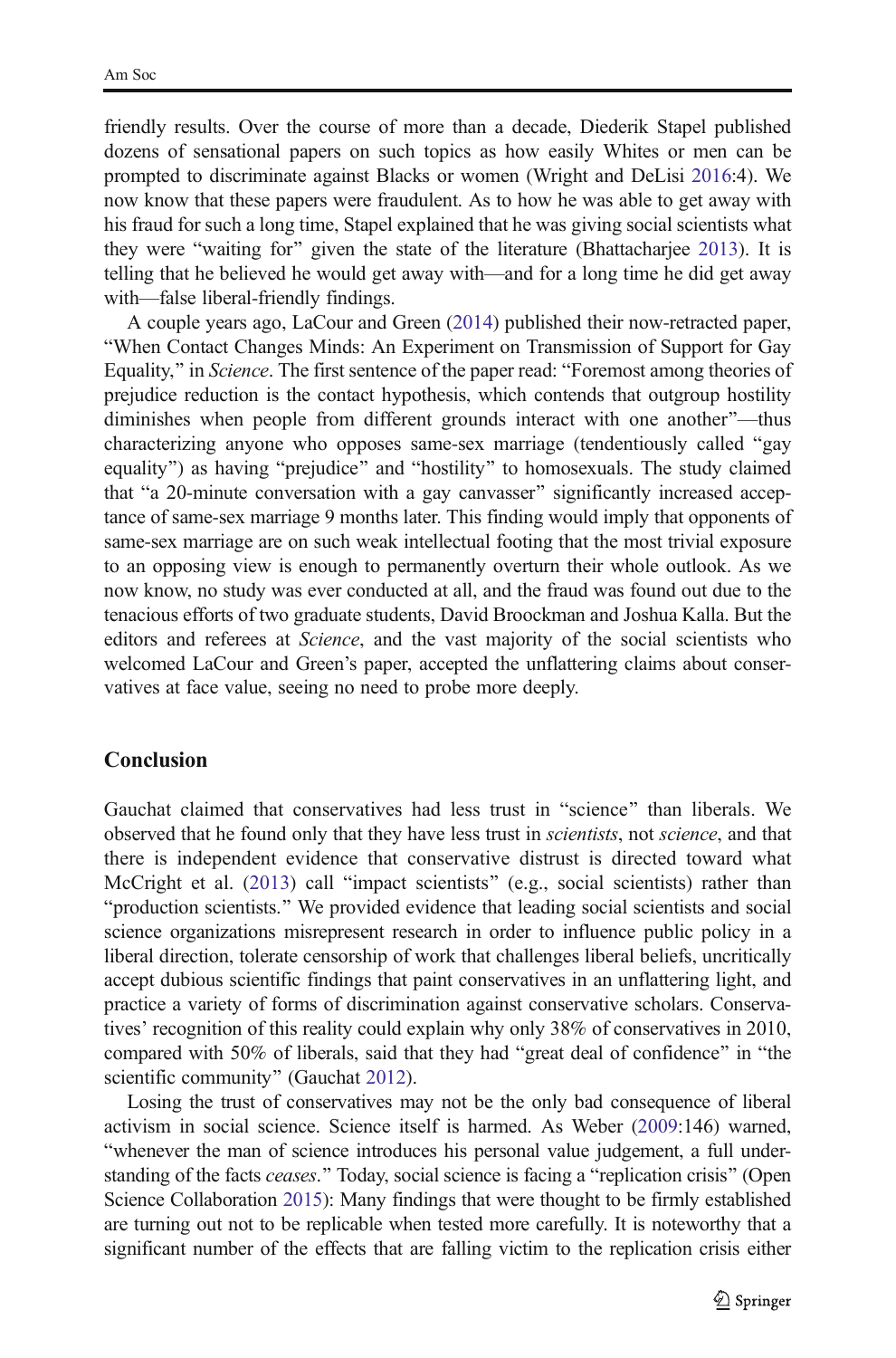friendly results. Over the course of more than a decade, Diederik Stapel published dozens of sensational papers on such topics as how easily Whites or men can be prompted to discriminate against Blacks or women (Wright and DeLisi 2016:4). We now know that these papers were fraudulent. As to how he was able to get away with his fraud for such a long time, Stapel explained that he was giving social scientists what they were "waiting for" given the state of the literature (Bhattacharjee 2013). It is telling that he believed he would get away with—and for a long time he did get away with—false liberal-friendly findings.

A couple years ago, LaCour and Green (2014) published their now-retracted paper, "When Contact Changes Minds: An Experiment on Transmission of Support for Gay Equality," in *Science*. The first sentence of the paper read: "Foremost among theories of prejudice reduction is the contact hypothesis, which contends that outgroup hostility diminishes when people from different grounds interact with one another"—thus characterizing anyone who opposes same-sex marriage (tendentiously called "gay equality") as having "prejudice" and "hostility" to homosexuals. The study claimed that "a 20-minute conversation with a gay canvasser" significantly increased acceptance of same-sex marriage 9 months later. This finding would imply that opponents of same-sex marriage are on such weak intellectual footing that the most trivial exposure to an opposing view is enough to permanently overturn their whole outlook. As we now know, no study was ever conducted at all, and the fraud was found out due to the tenacious efforts of two graduate students, David Broockman and Joshua Kalla. But the editors and referees at *Science*, and the vast majority of the social scientists who welcomed LaCour and Green's paper, accepted the unflattering claims about conservatives at face value, seeing no need to probe more deeply.

## Conclusion

Gauchat claimed that conservatives had less trust in "science" than liberals. We observed that he found only that they have less trust in *scientists*, not *science*, and that there is independent evidence that conservative distrust is directed toward what McCright et al. (2013) call "impact scientists" (e.g., social scientists) rather than "production scientists." We provided evidence that leading social scientists and social science organizations misrepresent research in order to influence public policy in a liberal direction, tolerate censorship of work that challenges liberal beliefs, uncritically accept dubious scientific findings that paint conservatives in an unflattering light, and practice a variety of forms of discrimination against conservative scholars. Conservatives' recognition of this reality could explain why only 38% of conservatives in 2010, compared with 50% of liberals, said that they had "great deal of confidence" in "the scientific community" (Gauchat 2012).

Losing the trust of conservatives may not be the only bad consequence of liberal activism in social science. Science itself is harmed. As Weber (2009:146) warned, "whenever the man of science introduces his personal value judgement, a full understanding of the facts *ceases*." Today, social science is facing a "replication crisis" (Open Science Collaboration 2015): Many findings that were thought to be firmly established are turning out not to be replicable when tested more carefully. It is noteworthy that a significant number of the effects that are falling victim to the replication crisis either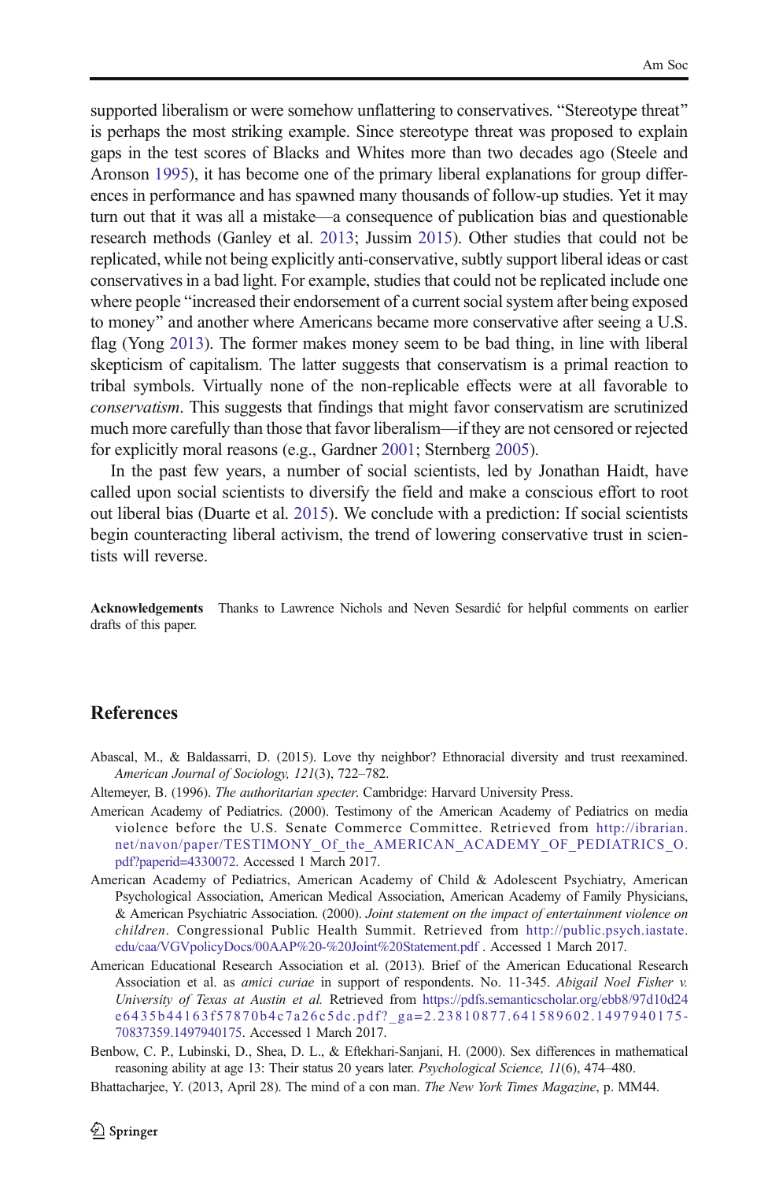supported liberalism or were somehow unflattering to conservatives. "Stereotype threat" is perhaps the most striking example. Since stereotype threat was proposed to explain gaps in the test scores of Blacks and Whites more than two decades ago (Steele and Aronson 1995), it has become one of the primary liberal explanations for group differences in performance and has spawned many thousands of follow-up studies. Yet it may turn out that it was all a mistake—a consequence of publication bias and questionable research methods (Ganley et al. 2013; Jussim 2015). Other studies that could not be replicated, while not being explicitly anti-conservative, subtly support liberal ideas or cast conservatives in a bad light. For example, studies that could not be replicated include one where people "increased their endorsement of a current social system after being exposed to money" and another where Americans became more conservative after seeing a U.S. flag (Yong 2013). The former makes money seem to be bad thing, in line with liberal skepticism of capitalism. The latter suggests that conservatism is a primal reaction to tribal symbols. Virtually none of the non-replicable effects were at all favorable to *conservatism*. This suggests that findings that might favor conservatism are scrutinized much more carefully than those that favor liberalism—if they are not censored or rejected for explicitly moral reasons (e.g., Gardner 2001; Sternberg 2005).

In the past few years, a number of social scientists, led by Jonathan Haidt, have called upon social scientists to diversify the field and make a conscious effort to root out liberal bias (Duarte et al. 2015). We conclude with a prediction: If social scientists begin counteracting liberal activism, the trend of lowering conservative trust in scientists will reverse.

**Acknowledgements** Thanks to Lawrence Nichols and Neven Sesardić for helpful comments on earlier drafts of this paper.

## References

Abascal, M., & Baldassarri, D. (2015). Love thy neighbor? Ethnoracial diversity and trust reexamined. *American Journal of Sociology, 121*(3), 722–782.

Altemeyer, B. (1996). *The authoritarian specter*. Cambridge: Harvard University Press.

American Academy of Pediatrics. (2000). Testimony of the American Academy of Pediatrics on media violence before the U.S. Senate Commerce Committee. Retrieved from http://ibrarian.net/navon/paper/TESTIMONY_Of_the_AMERICAN_ACADEMY_OF_PEDIATRICS_O.pdf?paperid=4330072. Accessed 1 March 2017.

American Academy of Pediatrics, American Academy of Child & Adolescent Psychiatry, American Psychological Association, American Medical Association, American Academy of Family Physicians, & American Psychiatric Association. (2000). *Joint statement on the impact of entertainment violence on children*. Congressional Public Health Summit. Retrieved from http://public.psych.iastate.edu/caa/VGVpolicyDocs/00AAP%20-%20Joint%20Statement.pdf . Accessed 1 March 2017.

American Educational Research Association et al. (2013). Brief of the American Educational Research Association et al. as *amici curiae* in support of respondents. No. 11-345. *Abigail Noel Fisher v. University of Texas at Austin et al.* Retrieved from https://pdfs.semanticscholar.org/ebb8/97d10d24e6435b44163f57870b4c7a26c5dc.pdf?_ga=2.23810877.641589602.1497940175-70837359.1497940175. Accessed 1 March 2017.

Benbow, C. P., Lubinski, D., Shea, D. L., & Eftekhari-Sanjani, H. (2000). Sex differences in mathematical reasoning ability at age 13: Their status 20 years later. *Psychological Science, 11*(6), 474–480.

Bhattacharjee, Y. (2013, April 28). The mind of a con man. *The New York Times Magazine*, p. MM44.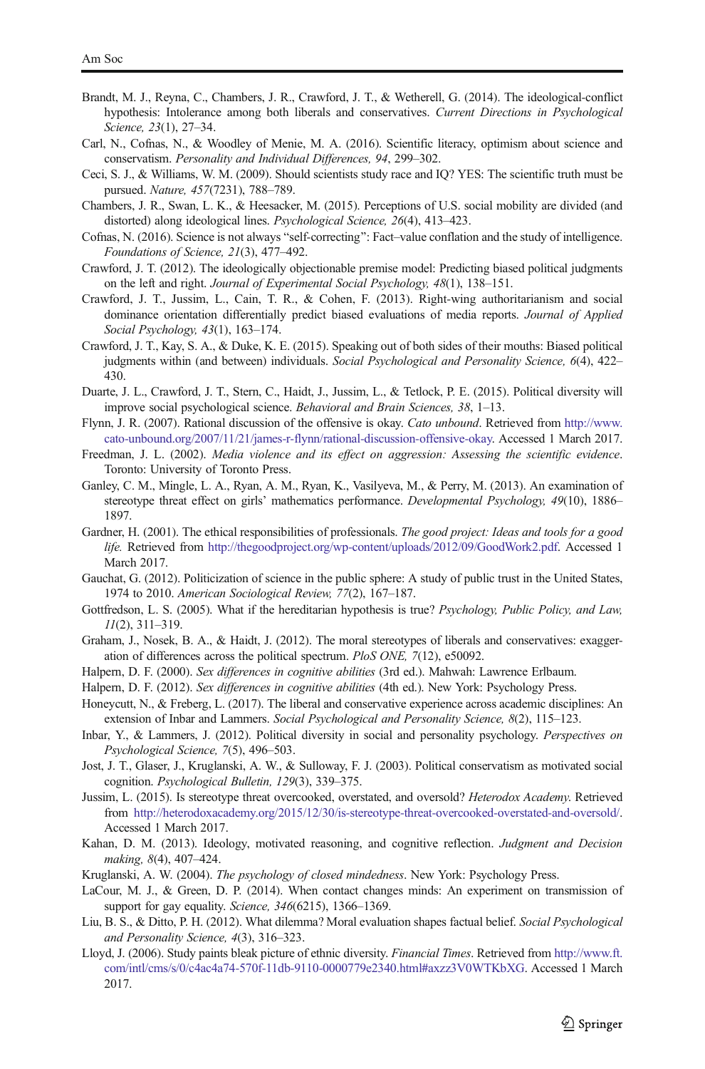Brandt, M. J., Reyna, C., Chambers, J. R., Crawford, J. T., & Wetherell, G. (2014). The ideological-conflict hypothesis: Intolerance among both liberals and conservatives. *Current Directions in Psychological Science, 23*(1), 27–34.

Carl, N., Cofnas, N., & Woodley of Menie, M. A. (2016). Scientific literacy, optimism about science and conservatism. *Personality and Individual Differences, 94*, 299–302.

Ceci, S. J., & Williams, W. M. (2009). Should scientists study race and IQ? YES: The scientific truth must be pursued. *Nature, 457*(7231), 788–789.

Chambers, J. R., Swan, L. K., & Heesacker, M. (2015). Perceptions of U.S. social mobility are divided (and distorted) along ideological lines. *Psychological Science, 26*(4), 413–423.

Cofnas, N. (2016). Science is not always "self-correcting": Fact–value conflation and the study of intelligence. *Foundations of Science, 21*(3), 477–492.

Crawford, J. T. (2012). The ideologically objectionable premise model: Predicting biased political judgments on the left and right. *Journal of Experimental Social Psychology, 48*(1), 138–151.

Crawford, J. T., Jussim, L., Cain, T. R., & Cohen, F. (2013). Right-wing authoritarianism and social dominance orientation differentially predict biased evaluations of media reports. *Journal of Applied Social Psychology, 43*(1), 163–174.

Crawford, J. T., Kay, S. A., & Duke, K. E. (2015). Speaking out of both sides of their mouths: Biased political judgments within (and between) individuals. *Social Psychological and Personality Science, 6*(4), 422–430.

Duarte, J. L., Crawford, J. T., Stern, C., Haidt, J., Jussim, L., & Tetlock, P. E. (2015). Political diversity will improve social psychological science. *Behavioral and Brain Sciences, 38*, 1–13.

Flynn, J. R. (2007). Rational discussion of the offensive is okay. *Cato unbound*. Retrieved from http://www.cato-unbound.org/2007/11/21/james-r-flynn/rational-discussion-offensive-okay. Accessed 1 March 2017.

Freedman, J. L. (2002). *Media violence and its effect on aggression: Assessing the scientific evidence*. Toronto: University of Toronto Press.

Ganley, C. M., Mingle, L. A., Ryan, A. M., Ryan, K., Vasilyeva, M., & Perry, M. (2013). An examination of stereotype threat effect on girls' mathematics performance. *Developmental Psychology, 49*(10), 1886–1897.

Gardner, H. (2001). The ethical responsibilities of professionals. *The good project: Ideas and tools for a good life.* Retrieved from http://thegoodproject.org/wp-content/uploads/2012/09/GoodWork2.pdf. Accessed 1 March 2017.

Gauchat, G. (2012). Politicization of science in the public sphere: A study of public trust in the United States, 1974 to 2010. *American Sociological Review, 77*(2), 167–187.

Gottfredson, L. S. (2005). What if the hereditarian hypothesis is true? *Psychology, Public Policy, and Law, 11*(2), 311–319.

Graham, J., Nosek, B. A., & Haidt, J. (2012). The moral stereotypes of liberals and conservatives: exaggeration of differences across the political spectrum. *PloS ONE, 7*(12), e50092.

Halpern, D. F. (2000). *Sex differences in cognitive abilities* (3rd ed.). Mahwah: Lawrence Erlbaum.

Halpern, D. F. (2012). *Sex differences in cognitive abilities* (4th ed.). New York: Psychology Press.

Honeycutt, N., & Freberg, L. (2017). The liberal and conservative experience across academic disciplines: An extension of Inbar and Lammers. *Social Psychological and Personality Science, 8*(2), 115–123.

Inbar, Y., & Lammers, J. (2012). Political diversity in social and personality psychology. *Perspectives on Psychological Science, 7*(5), 496–503.

Jost, J. T., Glaser, J., Kruglanski, A. W., & Sulloway, F. J. (2003). Political conservatism as motivated social cognition. *Psychological Bulletin, 129*(3), 339–375.

Jussim, L. (2015). Is stereotype threat overcooked, overstated, and oversold? *Heterodox Academy*. Retrieved from http://heterodoxacademy.org/2015/12/30/is-stereotype-threat-overcooked-overstated-and-oversold/. Accessed 1 March 2017.

Kahan, D. M. (2013). Ideology, motivated reasoning, and cognitive reflection. *Judgment and Decision making, 8*(4), 407–424.

Kruglanski, A. W. (2004). *The psychology of closed mindedness*. New York: Psychology Press.

LaCour, M. J., & Green, D. P. (2014). When contact changes minds: An experiment on transmission of support for gay equality. *Science, 346*(6215), 1366–1369.

Liu, B. S., & Ditto, P. H. (2012). What dilemma? Moral evaluation shapes factual belief. *Social Psychological and Personality Science, 4*(3), 316–323.

Lloyd, J. (2006). Study paints bleak picture of ethnic diversity. *Financial Times*. Retrieved from http://www.ft.com/intl/cms/s/0/c4ac4a74-570f-11db-9110-0000779e2340.html#axzz3V0WTKbXG. Accessed 1 March 2017.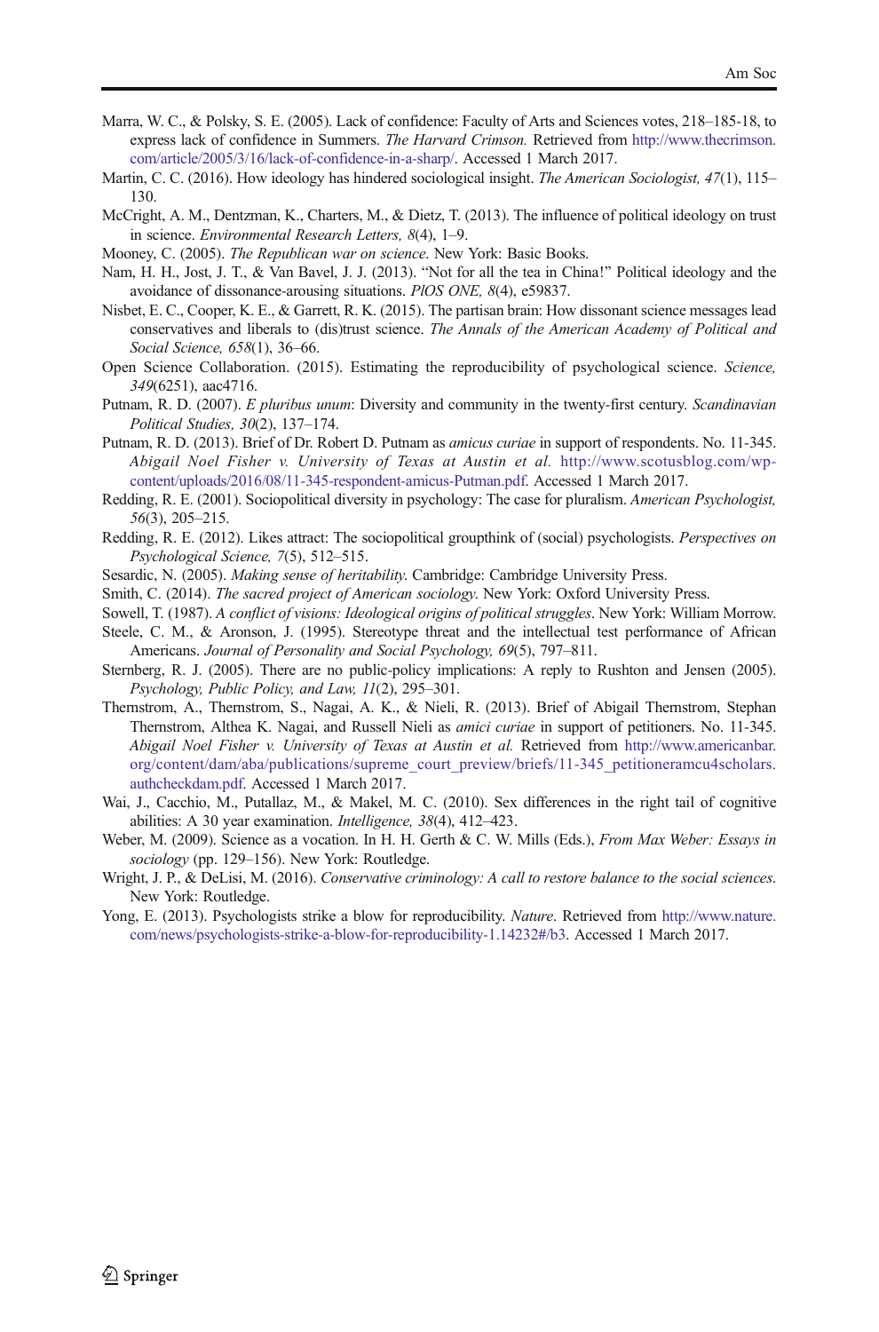Marra, W. C., & Polsky, S. E. (2005). Lack of confidence: Faculty of Arts and Sciences votes, 218–185-18, to express lack of confidence in Summers. *The Harvard Crimson.* Retrieved from http://www.thecrimson.com/article/2005/3/16/lack-of-confidence-in-a-sharp/. Accessed 1 March 2017.

Martin, C. C. (2016). How ideology has hindered sociological insight. *The American Sociologist, 47*(1), 115–130.

McCright, A. M., Dentzman, K., Charters, M., & Dietz, T. (2013). The influence of political ideology on trust in science. *Environmental Research Letters, 8*(4), 1–9.

Mooney, C. (2005). *The Republican war on science*. New York: Basic Books.

Nam, H. H., Jost, J. T., & Van Bavel, J. J. (2013). "Not for all the tea in China!" Political ideology and the avoidance of dissonance-arousing situations. *PlOS ONE, 8*(4), e59837.

Nisbet, E. C., Cooper, K. E., & Garrett, R. K. (2015). The partisan brain: How dissonant science messages lead conservatives and liberals to (dis)trust science. *The Annals of the American Academy of Political and Social Science, 658*(1), 36–66.

Open Science Collaboration. (2015). Estimating the reproducibility of psychological science. *Science, 349*(6251), aac4716.

Putnam, R. D. (2007). *E pluribus unum*: Diversity and community in the twenty-first century. *Scandinavian Political Studies, 30*(2), 137–174.

Putnam, R. D. (2013). Brief of Dr. Robert D. Putnam as *amicus curiae* in support of respondents. No. 11-345. *Abigail Noel Fisher v. University of Texas at Austin et al.* http://www.scotusblog.com/wp-content/uploads/2016/08/11-345-respondent-amicus-Putman.pdf. Accessed 1 March 2017.

Redding, R. E. (2001). Sociopolitical diversity in psychology: The case for pluralism. *American Psychologist, 56*(3), 205–215.

Redding, R. E. (2012). Likes attract: The sociopolitical groupthink of (social) psychologists. *Perspectives on Psychological Science, 7*(5), 512–515.

Sesardic, N. (2005). *Making sense of heritability*. Cambridge: Cambridge University Press.

Smith, C. (2014). *The sacred project of American sociology*. New York: Oxford University Press.

Sowell, T. (1987). *A conflict of visions: Ideological origins of political struggles*. New York: William Morrow.

Steele, C. M., & Aronson, J. (1995). Stereotype threat and the intellectual test performance of African Americans. *Journal of Personality and Social Psychology, 69*(5), 797–811.

Sternberg, R. J. (2005). There are no public-policy implications: A reply to Rushton and Jensen (2005). *Psychology, Public Policy, and Law, 11*(2), 295–301.

Thernstrom, A., Thernstrom, S., Nagai, A. K., & Nieli, R. (2013). Brief of Abigail Thernstrom, Stephan Thernstrom, Althea K. Nagai, and Russell Nieli as *amici curiae* in support of petitioners. No. 11-345. *Abigail Noel Fisher v. University of Texas at Austin et al.* Retrieved from http://www.americanbar.org/content/dam/aba/publications/supreme_court_preview/briefs/11-345_petitioneramcu4scholars.authcheckdam.pdf. Accessed 1 March 2017.

Wai, J., Cacchio, M., Putallaz, M., & Makel, M. C. (2010). Sex differences in the right tail of cognitive abilities: A 30 year examination. *Intelligence, 38*(4), 412–423.

Weber, M. (2009). Science as a vocation. In H. H. Gerth & C. W. Mills (Eds.), *From Max Weber: Essays in sociology* (pp. 129–156). New York: Routledge.

Wright, J. P., & DeLisi, M. (2016). *Conservative criminology: A call to restore balance to the social sciences*. New York: Routledge.

Yong, E. (2013). Psychologists strike a blow for reproducibility. *Nature*. Retrieved from http://www.nature.com/news/psychologists-strike-a-blow-for-reproducibility-1.14232#/b3. Accessed 1 March 2017.